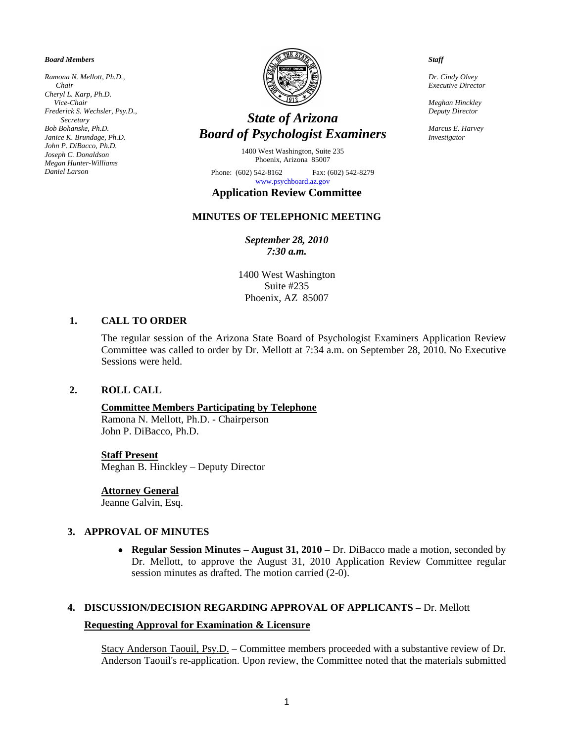*Board Members*

*Ramona N. Mellott, Ph.D., Chair*
*Cheryl L. Karp, Ph.D. Vice-Chair*
*Frederick S. Wechsler, Psy.D., Secretary*
*Bob Bohanske, Ph.D.*
*Janice K. Brundage, Ph.D.*
*John P. DiBacco, Ph.D.*
*Joseph C. Donaldson*
*Megan Hunter-Williams*
*Daniel Larson*

# *State of Arizona*
# *Board of Psychologist Examiners*

1400 West Washington, Suite 235
Phoenix, Arizona 85007

Phone: (602) 542-8162 Fax: (602) 542-8279
www.psychboard.az.gov

*Staff*

*Dr. Cindy Olvey*
*Executive Director*

*Meghan Hinckley*
*Deputy Director*

*Marcus E. Harvey*
*Investigator*

## Application Review Committee

## MINUTES OF TELEPHONIC MEETING

***September 28, 2010***
***7:30 a.m.***

1400 West Washington
Suite #235
Phoenix, AZ 85007

### 1. CALL TO ORDER

The regular session of the Arizona State Board of Psychologist Examiners Application Review Committee was called to order by Dr. Mellott at 7:34 a.m. on September 28, 2010. No Executive Sessions were held.

### 2. ROLL CALL

**Committee Members Participating by Telephone**
Ramona N. Mellott, Ph.D. - Chairperson
John P. DiBacco, Ph.D.

**Staff Present**
Meghan B. Hinckley – Deputy Director

**Attorney General**
Jeanne Galvin, Esq.

### 3. APPROVAL OF MINUTES

- **Regular Session Minutes – August 31, 2010 –** Dr. DiBacco made a motion, seconded by Dr. Mellott, to approve the August 31, 2010 Application Review Committee regular session minutes as drafted. The motion carried (2-0).

### 4. DISCUSSION/DECISION REGARDING APPROVAL OF APPLICANTS – Dr. Mellott

**Requesting Approval for Examination & Licensure**

Stacy Anderson Taouil, Psy.D. – Committee members proceeded with a substantive review of Dr. Anderson Taouil's re-application. Upon review, the Committee noted that the materials submitted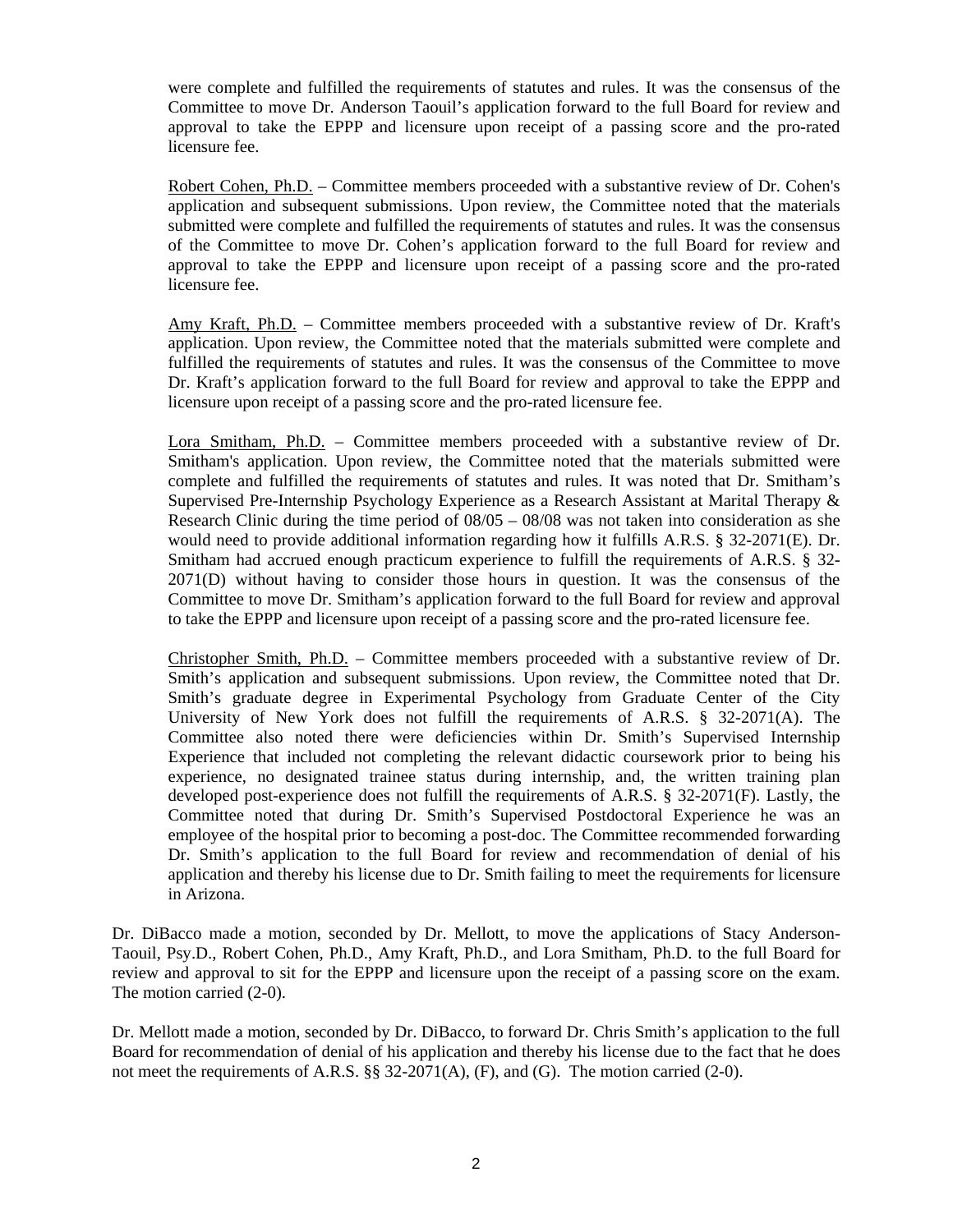were complete and fulfilled the requirements of statutes and rules. It was the consensus of the Committee to move Dr. Anderson Taouil's application forward to the full Board for review and approval to take the EPPP and licensure upon receipt of a passing score and the pro-rated licensure fee.

Robert Cohen, Ph.D. – Committee members proceeded with a substantive review of Dr. Cohen's application and subsequent submissions. Upon review, the Committee noted that the materials submitted were complete and fulfilled the requirements of statutes and rules. It was the consensus of the Committee to move Dr. Cohen's application forward to the full Board for review and approval to take the EPPP and licensure upon receipt of a passing score and the pro-rated licensure fee.

Amy Kraft, Ph.D. – Committee members proceeded with a substantive review of Dr. Kraft's application. Upon review, the Committee noted that the materials submitted were complete and fulfilled the requirements of statutes and rules. It was the consensus of the Committee to move Dr. Kraft's application forward to the full Board for review and approval to take the EPPP and licensure upon receipt of a passing score and the pro-rated licensure fee.

Lora Smitham, Ph.D. – Committee members proceeded with a substantive review of Dr. Smitham's application. Upon review, the Committee noted that the materials submitted were complete and fulfilled the requirements of statutes and rules. It was noted that Dr. Smitham's Supervised Pre-Internship Psychology Experience as a Research Assistant at Marital Therapy & Research Clinic during the time period of 08/05 – 08/08 was not taken into consideration as she would need to provide additional information regarding how it fulfills A.R.S. § 32-2071(E). Dr. Smitham had accrued enough practicum experience to fulfill the requirements of A.R.S. § 32-2071(D) without having to consider those hours in question. It was the consensus of the Committee to move Dr. Smitham's application forward to the full Board for review and approval to take the EPPP and licensure upon receipt of a passing score and the pro-rated licensure fee.

Christopher Smith, Ph.D. – Committee members proceeded with a substantive review of Dr. Smith's application and subsequent submissions. Upon review, the Committee noted that Dr. Smith's graduate degree in Experimental Psychology from Graduate Center of the City University of New York does not fulfill the requirements of A.R.S. § 32-2071(A). The Committee also noted there were deficiencies within Dr. Smith's Supervised Internship Experience that included not completing the relevant didactic coursework prior to being his experience, no designated trainee status during internship, and, the written training plan developed post-experience does not fulfill the requirements of A.R.S. § 32-2071(F). Lastly, the Committee noted that during Dr. Smith's Supervised Postdoctoral Experience he was an employee of the hospital prior to becoming a post-doc. The Committee recommended forwarding Dr. Smith's application to the full Board for review and recommendation of denial of his application and thereby his license due to Dr. Smith failing to meet the requirements for licensure in Arizona.

Dr. DiBacco made a motion, seconded by Dr. Mellott, to move the applications of Stacy Anderson-Taouil, Psy.D., Robert Cohen, Ph.D., Amy Kraft, Ph.D., and Lora Smitham, Ph.D. to the full Board for review and approval to sit for the EPPP and licensure upon the receipt of a passing score on the exam. The motion carried (2-0).

Dr. Mellott made a motion, seconded by Dr. DiBacco, to forward Dr. Chris Smith's application to the full Board for recommendation of denial of his application and thereby his license due to the fact that he does not meet the requirements of A.R.S. §§ 32-2071(A), (F), and (G). The motion carried (2-0).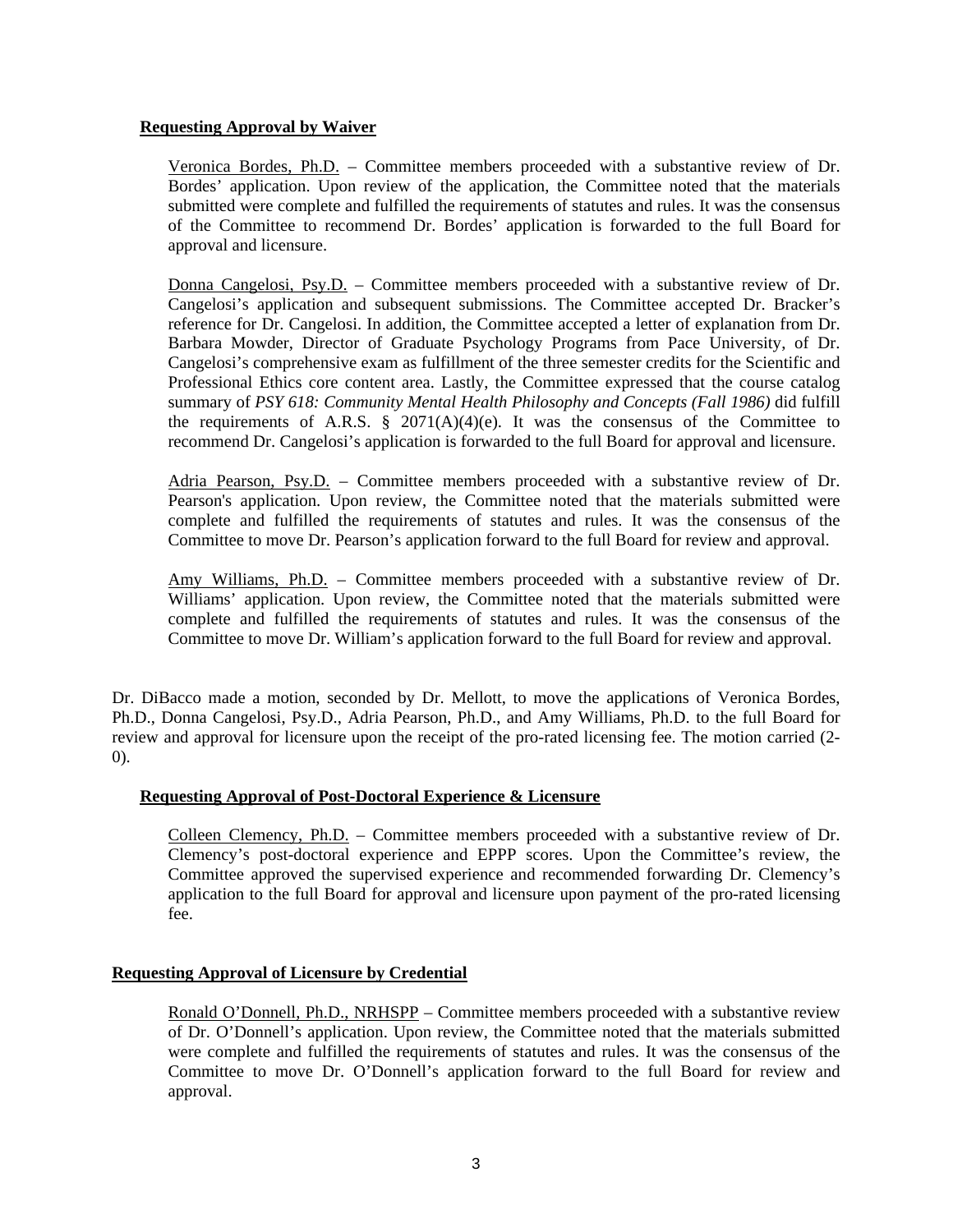**Requesting Approval by Waiver**

Veronica Bordes, Ph.D. – Committee members proceeded with a substantive review of Dr. Bordes' application. Upon review of the application, the Committee noted that the materials submitted were complete and fulfilled the requirements of statutes and rules. It was the consensus of the Committee to recommend Dr. Bordes' application is forwarded to the full Board for approval and licensure.

Donna Cangelosi, Psy.D. – Committee members proceeded with a substantive review of Dr. Cangelosi's application and subsequent submissions. The Committee accepted Dr. Bracker's reference for Dr. Cangelosi. In addition, the Committee accepted a letter of explanation from Dr. Barbara Mowder, Director of Graduate Psychology Programs from Pace University, of Dr. Cangelosi's comprehensive exam as fulfillment of the three semester credits for the Scientific and Professional Ethics core content area. Lastly, the Committee expressed that the course catalog summary of *PSY 618: Community Mental Health Philosophy and Concepts (Fall 1986)* did fulfill the requirements of A.R.S. § 2071(A)(4)(e). It was the consensus of the Committee to recommend Dr. Cangelosi's application is forwarded to the full Board for approval and licensure.

Adria Pearson, Psy.D. – Committee members proceeded with a substantive review of Dr. Pearson's application. Upon review, the Committee noted that the materials submitted were complete and fulfilled the requirements of statutes and rules. It was the consensus of the Committee to move Dr. Pearson's application forward to the full Board for review and approval.

Amy Williams, Ph.D. – Committee members proceeded with a substantive review of Dr. Williams' application. Upon review, the Committee noted that the materials submitted were complete and fulfilled the requirements of statutes and rules. It was the consensus of the Committee to move Dr. William's application forward to the full Board for review and approval.

Dr. DiBacco made a motion, seconded by Dr. Mellott, to move the applications of Veronica Bordes, Ph.D., Donna Cangelosi, Psy.D., Adria Pearson, Ph.D., and Amy Williams, Ph.D. to the full Board for review and approval for licensure upon the receipt of the pro-rated licensing fee. The motion carried (2-0).

**Requesting Approval of Post-Doctoral Experience & Licensure**

Colleen Clemency, Ph.D. – Committee members proceeded with a substantive review of Dr. Clemency's post-doctoral experience and EPPP scores. Upon the Committee's review, the Committee approved the supervised experience and recommended forwarding Dr. Clemency's application to the full Board for approval and licensure upon payment of the pro-rated licensing fee.

**Requesting Approval of Licensure by Credential**

Ronald O'Donnell, Ph.D., NRHSPP – Committee members proceeded with a substantive review of Dr. O'Donnell's application. Upon review, the Committee noted that the materials submitted were complete and fulfilled the requirements of statutes and rules. It was the consensus of the Committee to move Dr. O'Donnell's application forward to the full Board for review and approval.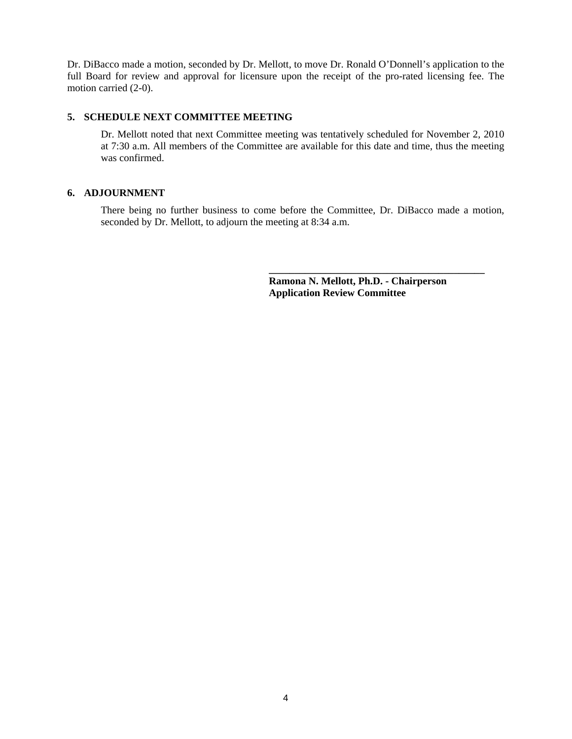Dr. DiBacco made a motion, seconded by Dr. Mellott, to move Dr. Ronald O'Donnell's application to the full Board for review and approval for licensure upon the receipt of the pro-rated licensing fee. The motion carried (2-0).

## 5. SCHEDULE NEXT COMMITTEE MEETING

Dr. Mellott noted that next Committee meeting was tentatively scheduled for November 2, 2010 at 7:30 a.m. All members of the Committee are available for this date and time, thus the meeting was confirmed.

## 6. ADJOURNMENT

There being no further business to come before the Committee, Dr. DiBacco made a motion, seconded by Dr. Mellott, to adjourn the meeting at 8:34 a.m.

\_\_\_\_\_\_\_\_\_\_\_\_\_\_\_\_\_\_\_\_\_\_\_\_\_\_\_\_\_\_\_\_\_\_\_\_\_\_\_\_\_\_\_\_

**Ramona N. Mellott, Ph.D. - Chairperson**
**Application Review Committee**